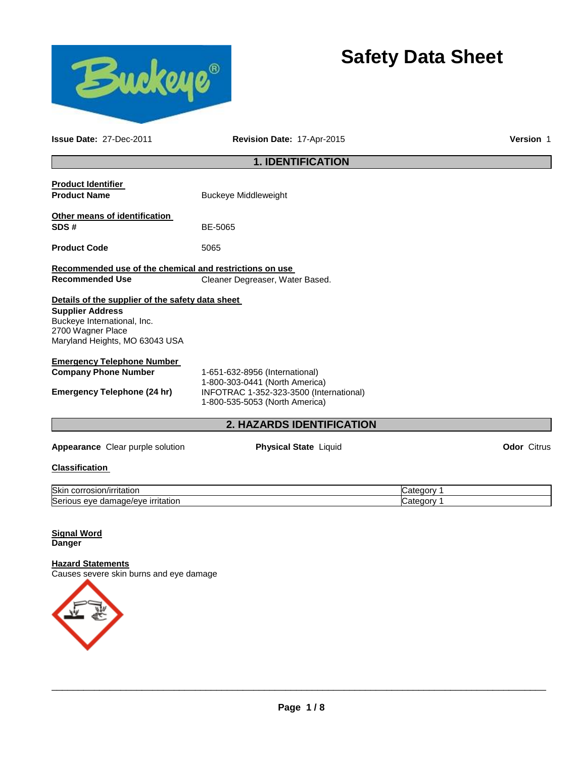# Safety Data Sheet

**Issue Date:** 27-Dec-2011 **Revision Date:** 17-Apr-2015 **Version** 1

## 1. IDENTIFICATION

**Product Identifier**

**Product Name** Buckeye Middleweight

**Other means of identification**

**SDS #** BE-5065

**Product Code** 5065

**Recommended use of the chemical and restrictions on use**

**Recommended Use** Cleaner Degreaser, Water Based.

**Details of the supplier of the safety data sheet**

**Supplier Address**
Buckeye International, Inc.
2700 Wagner Place
Maryland Heights, MO 63043 USA

**Emergency Telephone Number**

**Company Phone Number** 1-651-632-8956 (International)
1-800-303-0441 (North America)

**Emergency Telephone (24 hr)** INFOTRAC 1-352-323-3500 (International)
1-800-535-5053 (North America)

## 2. HAZARDS IDENTIFICATION

**Appearance** Clear purple solution **Physical State** Liquid **Odor** Citrus

**Classification**

| | |
|---|---|
| Skin corrosion/irritation | Category 1 |
| Serious eye damage/eye irritation | Category 1 |

**Signal Word**
**Danger**

**Hazard Statements**
Causes severe skin burns and eye damage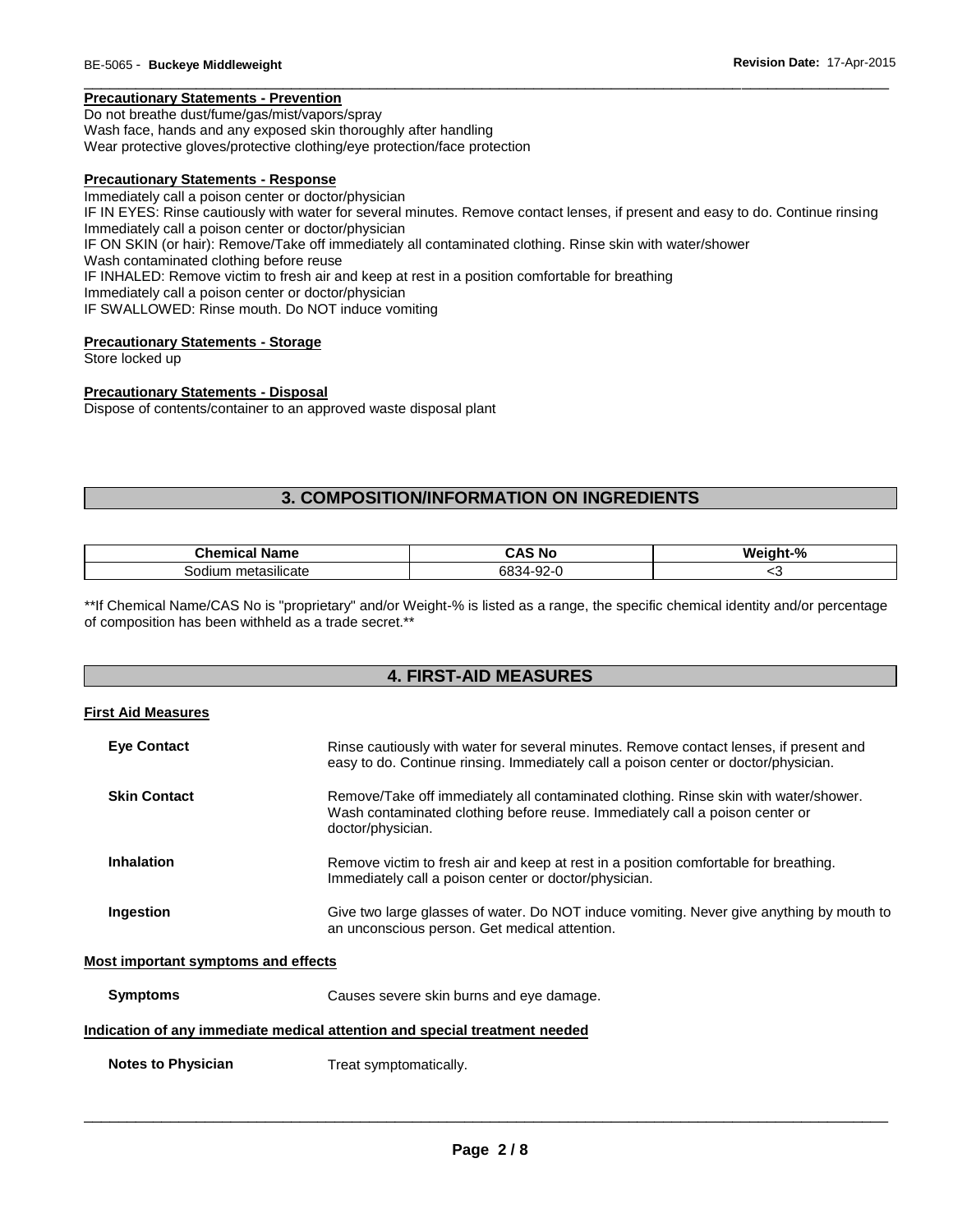**Precautionary Statements - Prevention**

Do not breathe dust/fume/gas/mist/vapors/spray
Wash face, hands and any exposed skin thoroughly after handling
Wear protective gloves/protective clothing/eye protection/face protection

**Precautionary Statements - Response**

Immediately call a poison center or doctor/physician
IF IN EYES: Rinse cautiously with water for several minutes. Remove contact lenses, if present and easy to do. Continue rinsing
Immediately call a poison center or doctor/physician
IF ON SKIN (or hair): Remove/Take off immediately all contaminated clothing. Rinse skin with water/shower
Wash contaminated clothing before reuse
IF INHALED: Remove victim to fresh air and keep at rest in a position comfortable for breathing
Immediately call a poison center or doctor/physician
IF SWALLOWED: Rinse mouth. Do NOT induce vomiting

**Precautionary Statements - Storage**

Store locked up

**Precautionary Statements - Disposal**

Dispose of contents/container to an approved waste disposal plant

## 3. COMPOSITION/INFORMATION ON INGREDIENTS

| Chemical Name | CAS No | Weight-% |
|---|---|---|
| Sodium metasilicate | 6834-92-0 | <3 |

**If Chemical Name/CAS No is "proprietary" and/or Weight-% is listed as a range, the specific chemical identity and/or percentage of composition has been withheld as a trade secret.**

## 4. FIRST-AID MEASURES

**First Aid Measures**

**Eye Contact** Rinse cautiously with water for several minutes. Remove contact lenses, if present and easy to do. Continue rinsing. Immediately call a poison center or doctor/physician.

**Skin Contact** Remove/Take off immediately all contaminated clothing. Rinse skin with water/shower. Wash contaminated clothing before reuse. Immediately call a poison center or doctor/physician.

**Inhalation** Remove victim to fresh air and keep at rest in a position comfortable for breathing. Immediately call a poison center or doctor/physician.

**Ingestion** Give two large glasses of water. Do NOT induce vomiting. Never give anything by mouth to an unconscious person. Get medical attention.

**Most important symptoms and effects**

**Symptoms** Causes severe skin burns and eye damage.

**Indication of any immediate medical attention and special treatment needed**

**Notes to Physician** Treat symptomatically.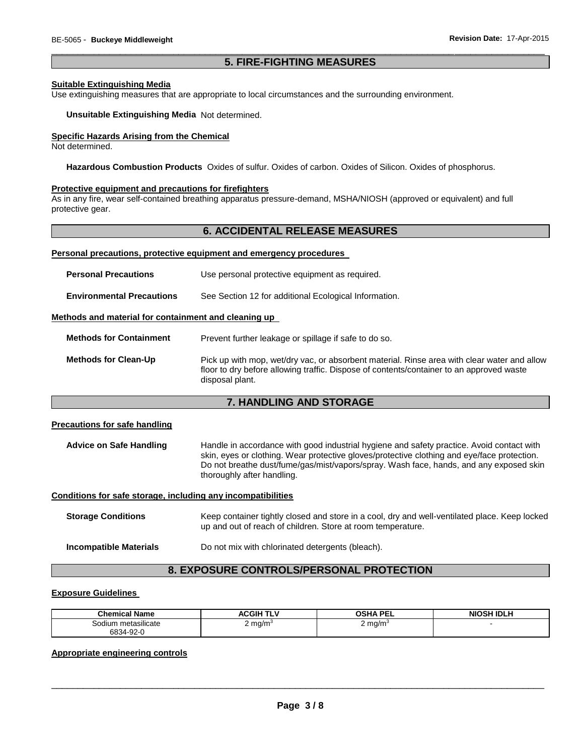## 5. FIRE-FIGHTING MEASURES

**Suitable Extinguishing Media**
Use extinguishing measures that are appropriate to local circumstances and the surrounding environment.

**Unsuitable Extinguishing Media** Not determined.

**Specific Hazards Arising from the Chemical**
Not determined.

**Hazardous Combustion Products** Oxides of sulfur. Oxides of carbon. Oxides of Silicon. Oxides of phosphorus.

**Protective equipment and precautions for firefighters**
As in any fire, wear self-contained breathing apparatus pressure-demand, MSHA/NIOSH (approved or equivalent) and full protective gear.

## 6. ACCIDENTAL RELEASE MEASURES

**Personal precautions, protective equipment and emergency procedures**

**Personal Precautions** Use personal protective equipment as required.

**Environmental Precautions** See Section 12 for additional Ecological Information.

**Methods and material for containment and cleaning up**

**Methods for Containment** Prevent further leakage or spillage if safe to do so.

**Methods for Clean-Up** Pick up with mop, wet/dry vac, or absorbent material. Rinse area with clear water and allow floor to dry before allowing traffic. Dispose of contents/container to an approved waste disposal plant.

## 7. HANDLING AND STORAGE

**Precautions for safe handling**

**Advice on Safe Handling** Handle in accordance with good industrial hygiene and safety practice. Avoid contact with skin, eyes or clothing. Wear protective gloves/protective clothing and eye/face protection. Do not breathe dust/fume/gas/mist/vapors/spray. Wash face, hands, and any exposed skin thoroughly after handling.

**Conditions for safe storage, including any incompatibilities**

**Storage Conditions** Keep container tightly closed and store in a cool, dry and well-ventilated place. Keep locked up and out of reach of children. Store at room temperature.

**Incompatible Materials** Do not mix with chlorinated detergents (bleach).

## 8. EXPOSURE CONTROLS/PERSONAL PROTECTION

**Exposure Guidelines**

| Chemical Name | ACGIH TLV | OSHA PEL | NIOSH IDLH |
|---|---|---|---|
| Sodium metasilicate 6834-92-0 | 2 mg/m$^3$ | 2 mg/m$^3$ | - |

**Appropriate engineering controls**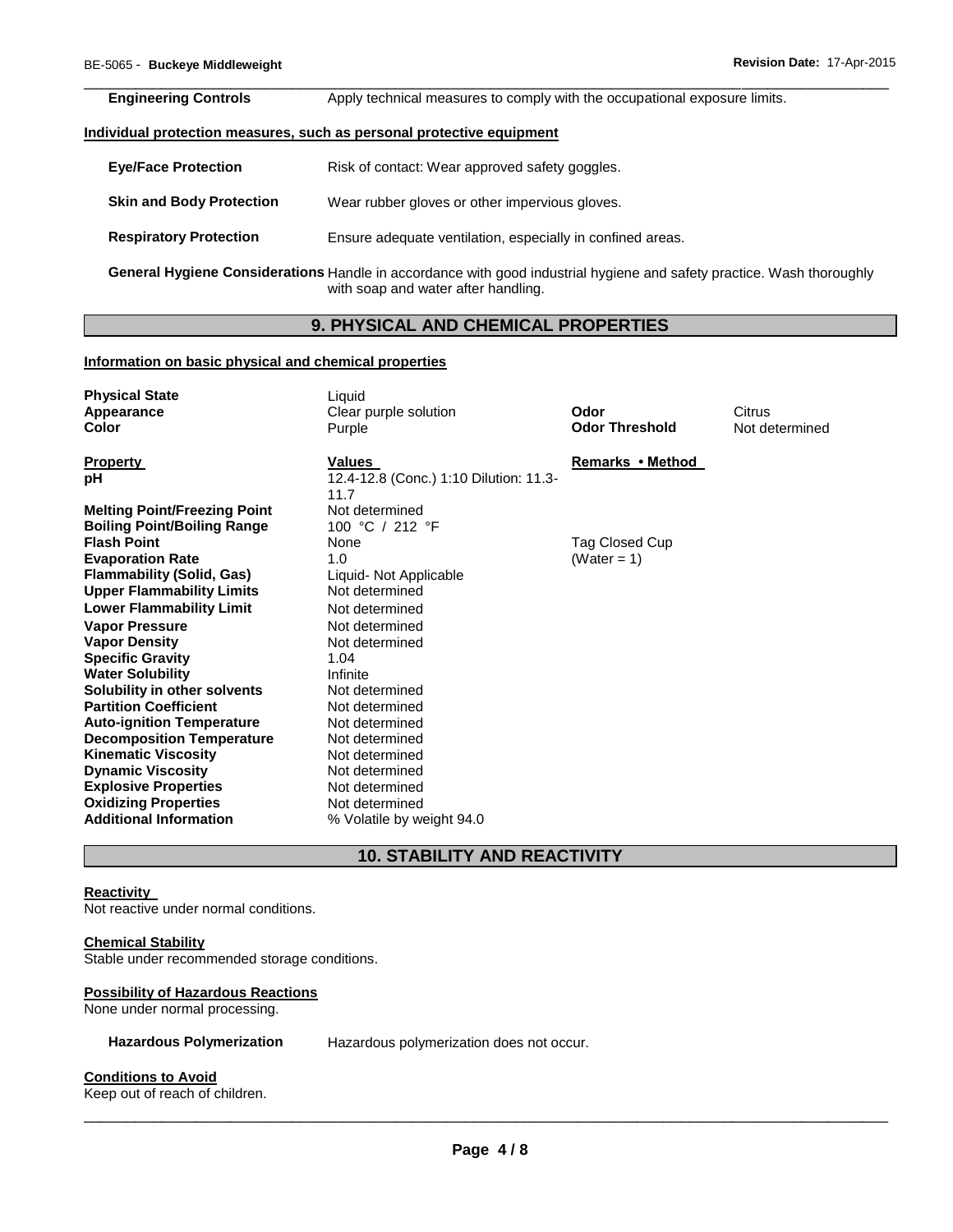| | |
|---|---|
| **Engineering Controls** | Apply technical measures to comply with the occupational exposure limits. |

**Individual protection measures, such as personal protective equipment**

| | |
|---|---|
| **Eye/Face Protection** | Risk of contact: Wear approved safety goggles. |
| **Skin and Body Protection** | Wear rubber gloves or other impervious gloves. |
| **Respiratory Protection** | Ensure adequate ventilation, especially in confined areas. |
| **General Hygiene Considerations** | Handle in accordance with good industrial hygiene and safety practice. Wash thoroughly with soap and water after handling. |

## 9. PHYSICAL AND CHEMICAL PROPERTIES

**Information on basic physical and chemical properties**

| | | | |
|---|---|---|---|
| **Physical State** | Liquid | | |
| **Appearance** | Clear purple solution | **Odor** | Citrus |
| **Color** | Purple | **Odor Threshold** | Not determined |

| **Property** | **Values** | **Remarks • Method** |
|---|---|---|
| **pH** | 12.4-12.8 (Conc.) 1:10 Dilution: 11.3-11.7 | |
| **Melting Point/Freezing Point** | Not determined | |
| **Boiling Point/Boiling Range** | 100 °C / 212 °F | |
| **Flash Point** | None | Tag Closed Cup |
| **Evaporation Rate** | 1.0 | (Water = 1) |
| **Flammability (Solid, Gas)** | Liquid- Not Applicable | |
| **Upper Flammability Limits** | Not determined | |
| **Lower Flammability Limit** | Not determined | |
| **Vapor Pressure** | Not determined | |
| **Vapor Density** | Not determined | |
| **Specific Gravity** | 1.04 | |
| **Water Solubility** | Infinite | |
| **Solubility in other solvents** | Not determined | |
| **Partition Coefficient** | Not determined | |
| **Auto-ignition Temperature** | Not determined | |
| **Decomposition Temperature** | Not determined | |
| **Kinematic Viscosity** | Not determined | |
| **Dynamic Viscosity** | Not determined | |
| **Explosive Properties** | Not determined | |
| **Oxidizing Properties** | Not determined | |
| **Additional Information** | % Volatile by weight 94.0 | |

## 10. STABILITY AND REACTIVITY

**Reactivity**

Not reactive under normal conditions.

**Chemical Stability**

Stable under recommended storage conditions.

**Possibility of Hazardous Reactions**

None under normal processing.

**Hazardous Polymerization** Hazardous polymerization does not occur.

**Conditions to Avoid**

Keep out of reach of children.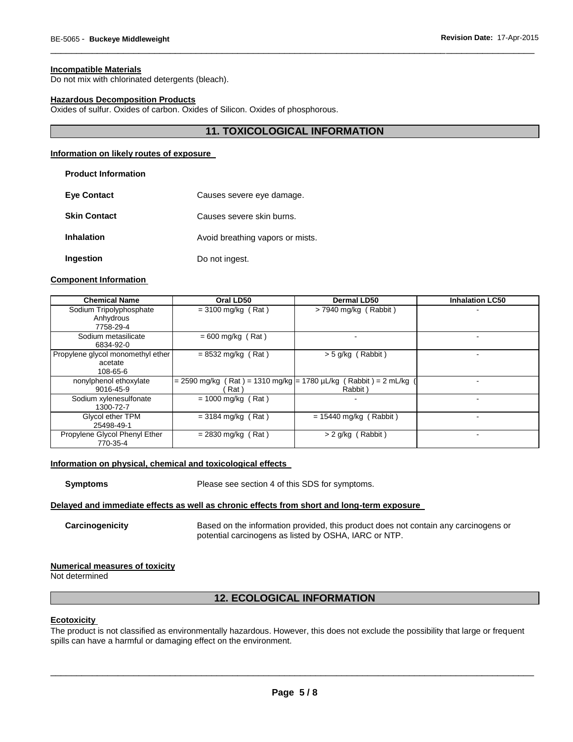#### Incompatible Materials

Do not mix with chlorinated detergents (bleach).

#### Hazardous Decomposition Products

Oxides of sulfur. Oxides of carbon. Oxides of Silicon. Oxides of phosphorous.

## 11. TOXICOLOGICAL INFORMATION

#### Information on likely routes of exposure

**Product Information**

**Eye Contact** Causes severe eye damage.

**Skin Contact** Causes severe skin burns.

**Inhalation** Avoid breathing vapors or mists.

**Ingestion** Do not ingest.

#### Component Information

| Chemical Name | Oral LD50 | Dermal LD50 | Inhalation LC50 |
|---|---|---|---|
| Sodium Tripolyphosphate Anhydrous 7758-29-4 | = 3100 mg/kg ( Rat ) | > 7940 mg/kg ( Rabbit ) | - |
| Sodium metasilicate 6834-92-0 | = 600 mg/kg ( Rat ) | - | - |
| Propylene glycol monomethyl ether acetate 108-65-6 | = 8532 mg/kg ( Rat ) | > 5 g/kg ( Rabbit ) | - |
| nonylphenol ethoxylate 9016-45-9 | = 2590 mg/kg ( Rat ) = 1310 mg/kg ( Rat ) | = 1780 µL/kg ( Rabbit ) = 2 mL/kg ( Rabbit ) | - |
| Sodium xylenesulfonate 1300-72-7 | = 1000 mg/kg ( Rat ) | - | - |
| Glycol ether TPM 25498-49-1 | = 3184 mg/kg ( Rat ) | = 15440 mg/kg ( Rabbit ) | - |
| Propylene Glycol Phenyl Ether 770-35-4 | = 2830 mg/kg ( Rat ) | > 2 g/kg ( Rabbit ) | - |

#### Information on physical, chemical and toxicological effects

**Symptoms** Please see section 4 of this SDS for symptoms.

#### Delayed and immediate effects as well as chronic effects from short and long-term exposure

**Carcinogenicity** Based on the information provided, this product does not contain any carcinogens or potential carcinogens as listed by OSHA, IARC or NTP.

#### Numerical measures of toxicity

Not determined

## 12. ECOLOGICAL INFORMATION

#### Ecotoxicity

The product is not classified as environmentally hazardous. However, this does not exclude the possibility that large or frequent spills can have a harmful or damaging effect on the environment.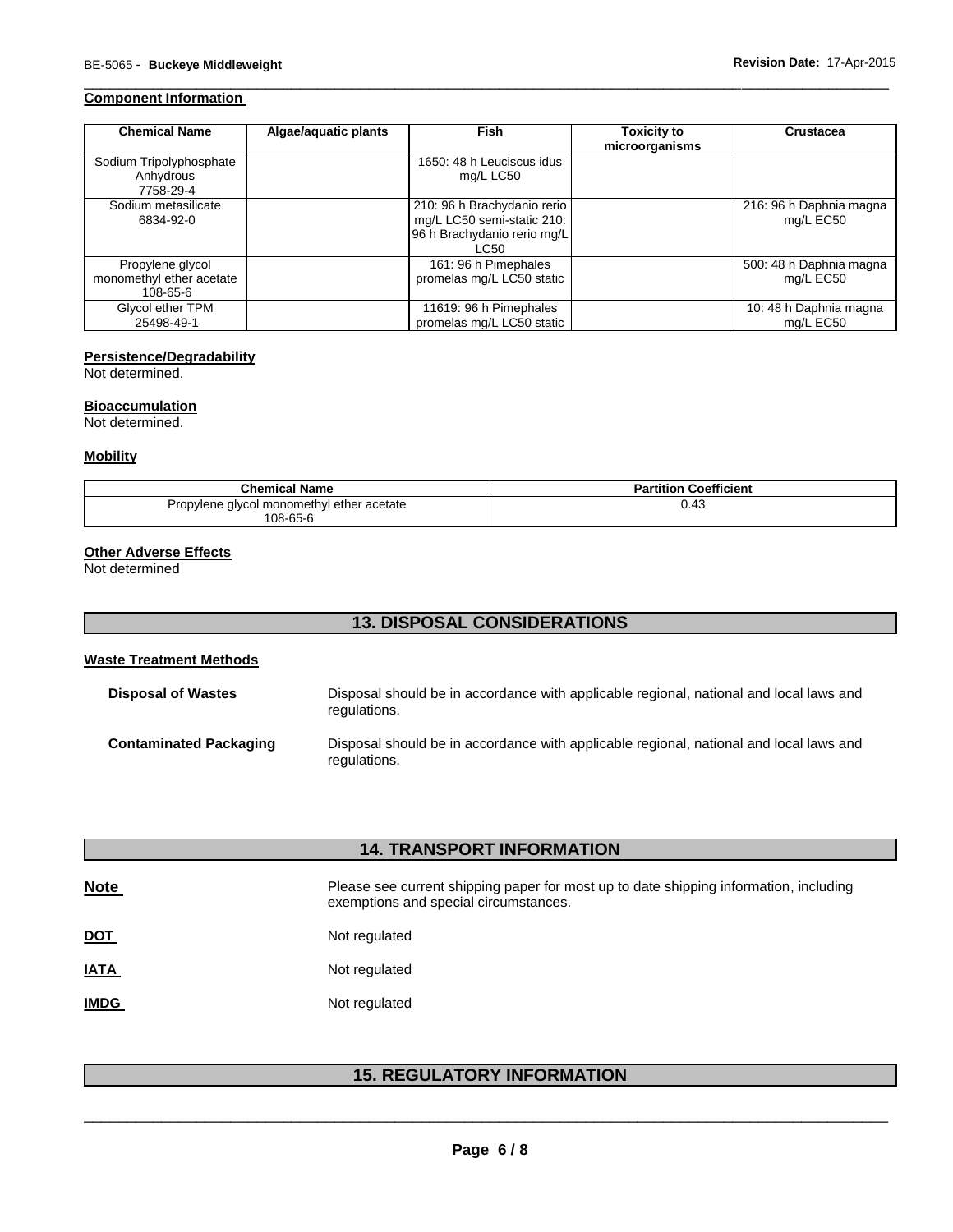**Component Information**

| Chemical Name | Algae/aquatic plants | Fish | Toxicity to microorganisms | Crustacea |
|---|---|---|---|---|
| Sodium Tripolyphosphate Anhydrous 7758-29-4 | | 1650: 48 h Leuciscus idus mg/L LC50 | | |
| Sodium metasilicate 6834-92-0 | | 210: 96 h Brachydanio rerio mg/L LC50 semi-static 210: 96 h Brachydanio rerio mg/L LC50 | | 216: 96 h Daphnia magna mg/L EC50 |
| Propylene glycol monomethyl ether acetate 108-65-6 | | 161: 96 h Pimephales promelas mg/L LC50 static | | 500: 48 h Daphnia magna mg/L EC50 |
| Glycol ether TPM 25498-49-1 | | 11619: 96 h Pimephales promelas mg/L LC50 static | | 10: 48 h Daphnia magna mg/L EC50 |

**Persistence/Degradability**

Not determined.

**Bioaccumulation**

Not determined.

**Mobility**

| Chemical Name | Partition Coefficient |
|---|---|
| Propylene glycol monomethyl ether acetate 108-65-6 | 0.43 |

**Other Adverse Effects**

Not determined

## 13. DISPOSAL CONSIDERATIONS

**Waste Treatment Methods**

**Disposal of Wastes** Disposal should be in accordance with applicable regional, national and local laws and regulations.

**Contaminated Packaging** Disposal should be in accordance with applicable regional, national and local laws and regulations.

## 14. TRANSPORT INFORMATION

**Note** Please see current shipping paper for most up to date shipping information, including exemptions and special circumstances.

**DOT** Not regulated

**IATA** Not regulated

**IMDG** Not regulated

## 15. REGULATORY INFORMATION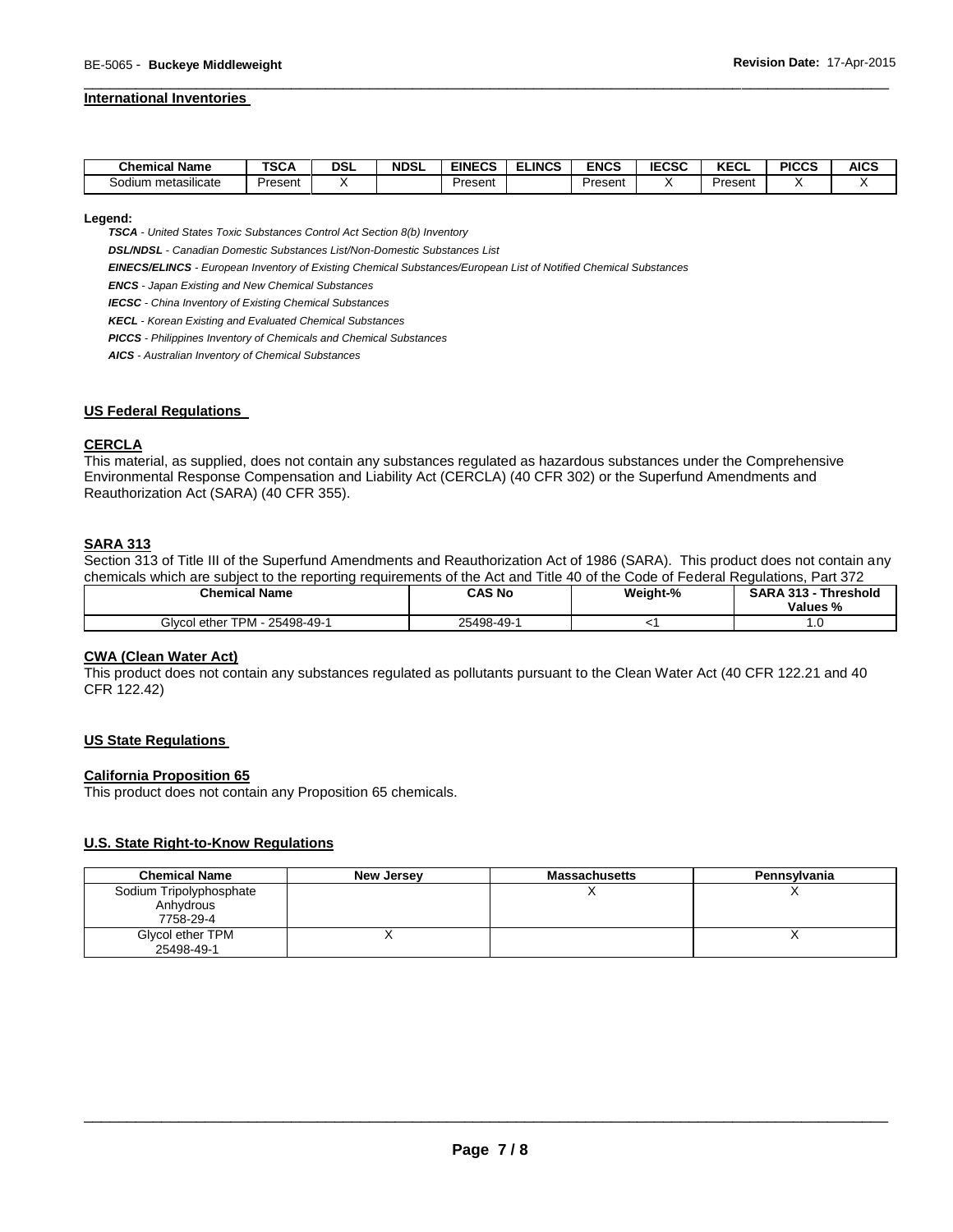### International Inventories

| Chemical Name | TSCA | DSL | NDSL | EINECS | ELINCS | ENCS | IECSC | KECL | PICCS | AICS |
|---|---|---|---|---|---|---|---|---|---|---|
| Sodium metasilicate | Present | X | | Present | | Present | X | Present | X | X |

**Legend:**

***TSCA*** *- United States Toxic Substances Control Act Section 8(b) Inventory*

***DSL/NDSL*** *- Canadian Domestic Substances List/Non-Domestic Substances List*

***EINECS/ELINCS*** *- European Inventory of Existing Chemical Substances/European List of Notified Chemical Substances*

***ENCS*** *- Japan Existing and New Chemical Substances*

***IECSC*** *- China Inventory of Existing Chemical Substances*

***KECL*** *- Korean Existing and Evaluated Chemical Substances*

***PICCS*** *- Philippines Inventory of Chemicals and Chemical Substances*

***AICS*** *- Australian Inventory of Chemical Substances*

### US Federal Regulations

#### CERCLA

This material, as supplied, does not contain any substances regulated as hazardous substances under the Comprehensive Environmental Response Compensation and Liability Act (CERCLA) (40 CFR 302) or the Superfund Amendments and Reauthorization Act (SARA) (40 CFR 355).

#### SARA 313

Section 313 of Title III of the Superfund Amendments and Reauthorization Act of 1986 (SARA). This product does not contain any chemicals which are subject to the reporting requirements of the Act and Title 40 of the Code of Federal Regulations, Part 372

| Chemical Name | CAS No | Weight-% | SARA 313 - Threshold Values % |
|---|---|---|---|
| Glycol ether TPM - 25498-49-1 | 25498-49-1 | <1 | 1.0 |

#### CWA (Clean Water Act)

This product does not contain any substances regulated as pollutants pursuant to the Clean Water Act (40 CFR 122.21 and 40 CFR 122.42)

### US State Regulations

#### California Proposition 65

This product does not contain any Proposition 65 chemicals.

### U.S. State Right-to-Know Regulations

| Chemical Name | New Jersey | Massachusetts | Pennsylvania |
|---|---|---|---|
| Sodium Tripolyphosphate Anhydrous 7758-29-4 | | X | X |
| Glycol ether TPM 25498-49-1 | X | | X |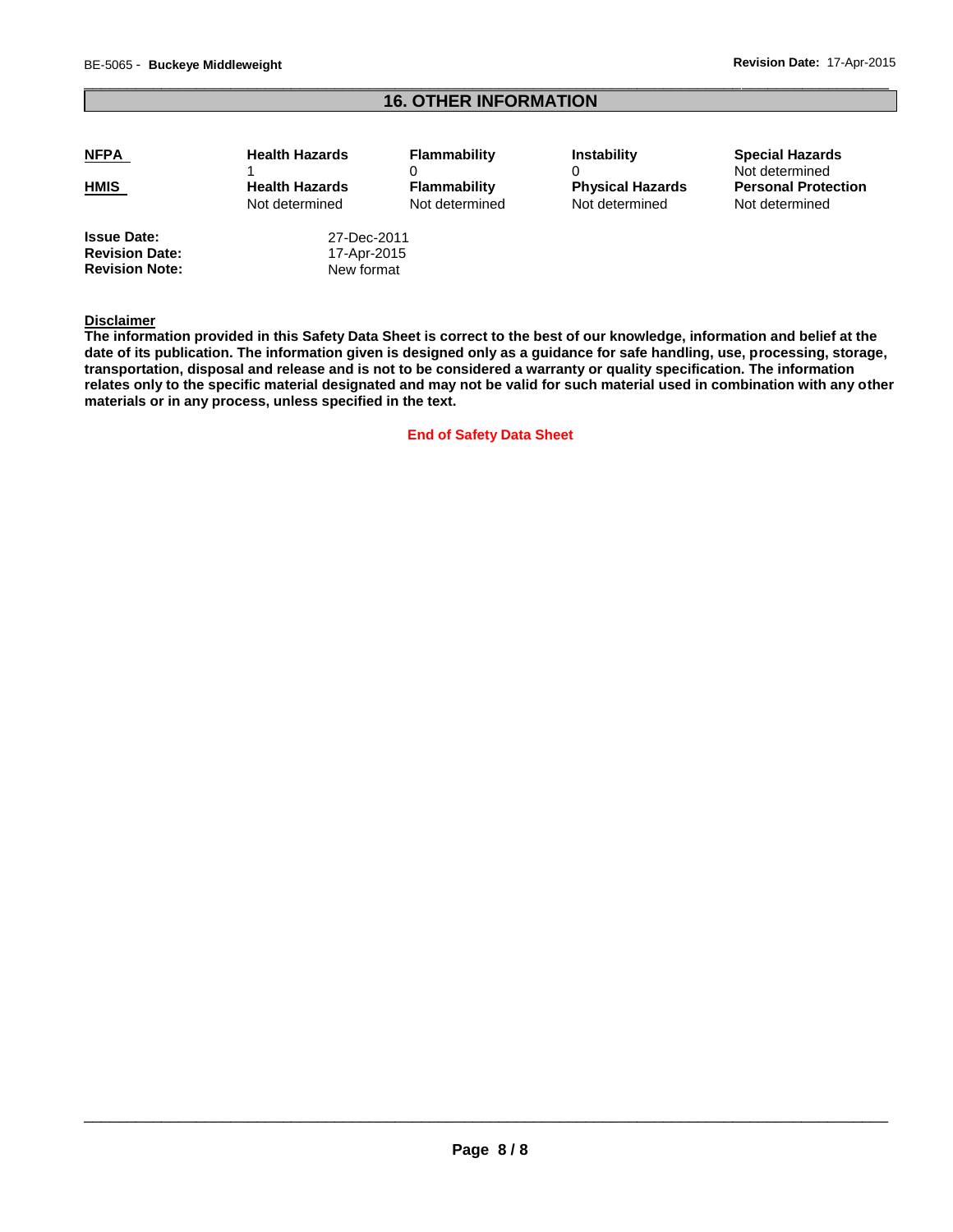## 16. OTHER INFORMATION

| | | | | |
|---|---|---|---|---|
| **NFPA** | **Health Hazards**<br>1 | **Flammability**<br>0 | **Instability**<br>0 | **Special Hazards**<br>Not determined |
| **HMIS** | **Health Hazards**<br>Not determined | **Flammability**<br>Not determined | **Physical Hazards**<br>Not determined | **Personal Protection**<br>Not determined |

**Issue Date:** 27-Dec-2011
**Revision Date:** 17-Apr-2015
**Revision Note:** New format

**Disclaimer**

**The information provided in this Safety Data Sheet is correct to the best of our knowledge, information and belief at the date of its publication. The information given is designed only as a guidance for safe handling, use, processing, storage, transportation, disposal and release and is not to be considered a warranty or quality specification. The information relates only to the specific material designated and may not be valid for such material used in combination with any other materials or in any process, unless specified in the text.**

**End of Safety Data Sheet**